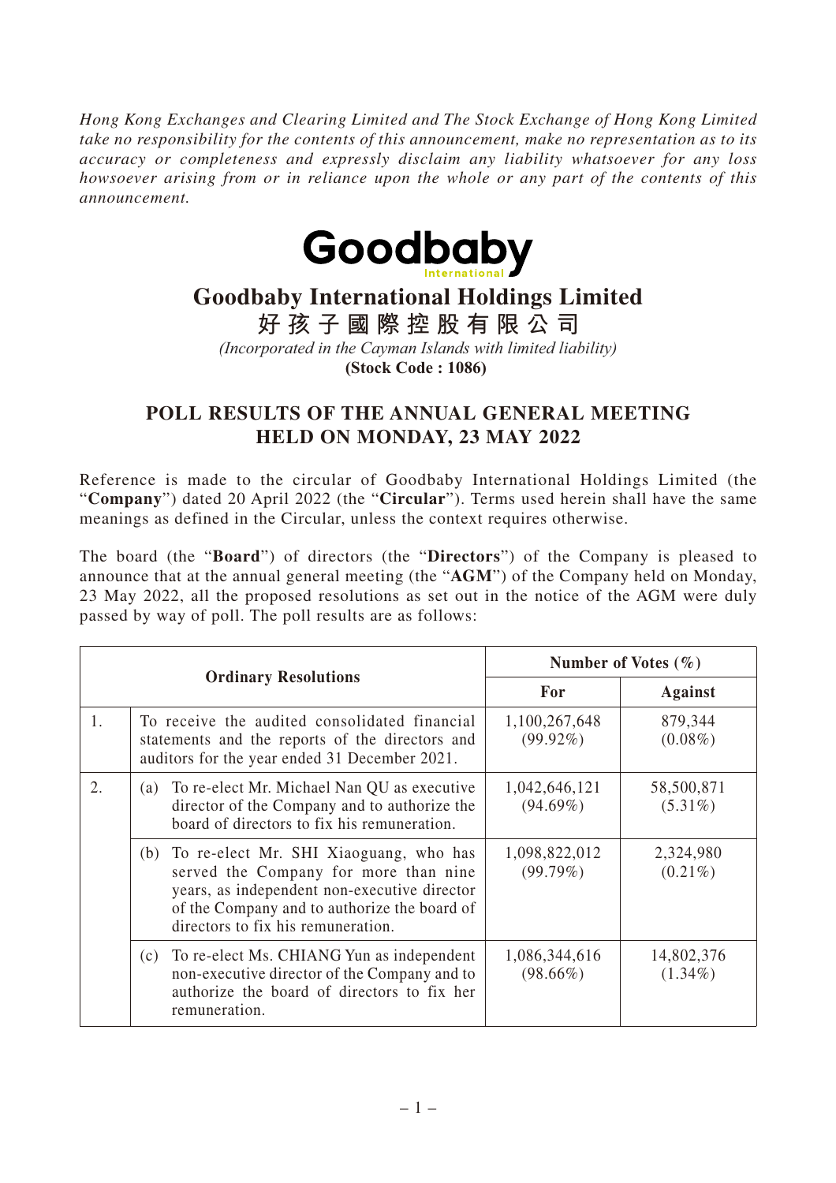*Hong Kong Exchanges and Clearing Limited and The Stock Exchange of Hong Kong Limited take no responsibility for the contents of this announcement, make no representation as to its accuracy or completeness and expressly disclaim any liability whatsoever for any loss howsoever arising from or in reliance upon the whole or any part of the contents of this announcement.*

Goodbaby International

# Goodbaby International Holdings Limited

# 好孩子國際控股有限公司

*(Incorporated in the Cayman Islands with limited liability)*

**(Stock Code : 1086)**

## POLL RESULTS OF THE ANNUAL GENERAL MEETING HELD ON MONDAY, 23 MAY 2022

Reference is made to the circular of Goodbaby International Holdings Limited (the "**Company**") dated 20 April 2022 (the "**Circular**"). Terms used herein shall have the same meanings as defined in the Circular, unless the context requires otherwise.

The board (the "**Board**") of directors (the "**Directors**") of the Company is pleased to announce that at the annual general meeting (the "**AGM**") of the Company held on Monday, 23 May 2022, all the proposed resolutions as set out in the notice of the AGM were duly passed by way of poll. The poll results are as follows:

| | **Ordinary Resolutions** | **Number of Votes (%)** | |
|---|---|---|---|
| | | **For** | **Against** |
| 1. | To receive the audited consolidated financial statements and the reports of the directors and auditors for the year ended 31 December 2021. | 1,100,267,648 (99.92%) | 879,344 (0.08%) |
| 2. | (a) To re-elect Mr. Michael Nan QU as executive director of the Company and to authorize the board of directors to fix his remuneration. | 1,042,646,121 (94.69%) | 58,500,871 (5.31%) |
| | (b) To re-elect Mr. SHI Xiaoguang, who has served the Company for more than nine years, as independent non-executive director of the Company and to authorize the board of directors to fix his remuneration. | 1,098,822,012 (99.79%) | 2,324,980 (0.21%) |
| | (c) To re-elect Ms. CHIANG Yun as independent non-executive director of the Company and to authorize the board of directors to fix her remuneration. | 1,086,344,616 (98.66%) | 14,802,376 (1.34%) |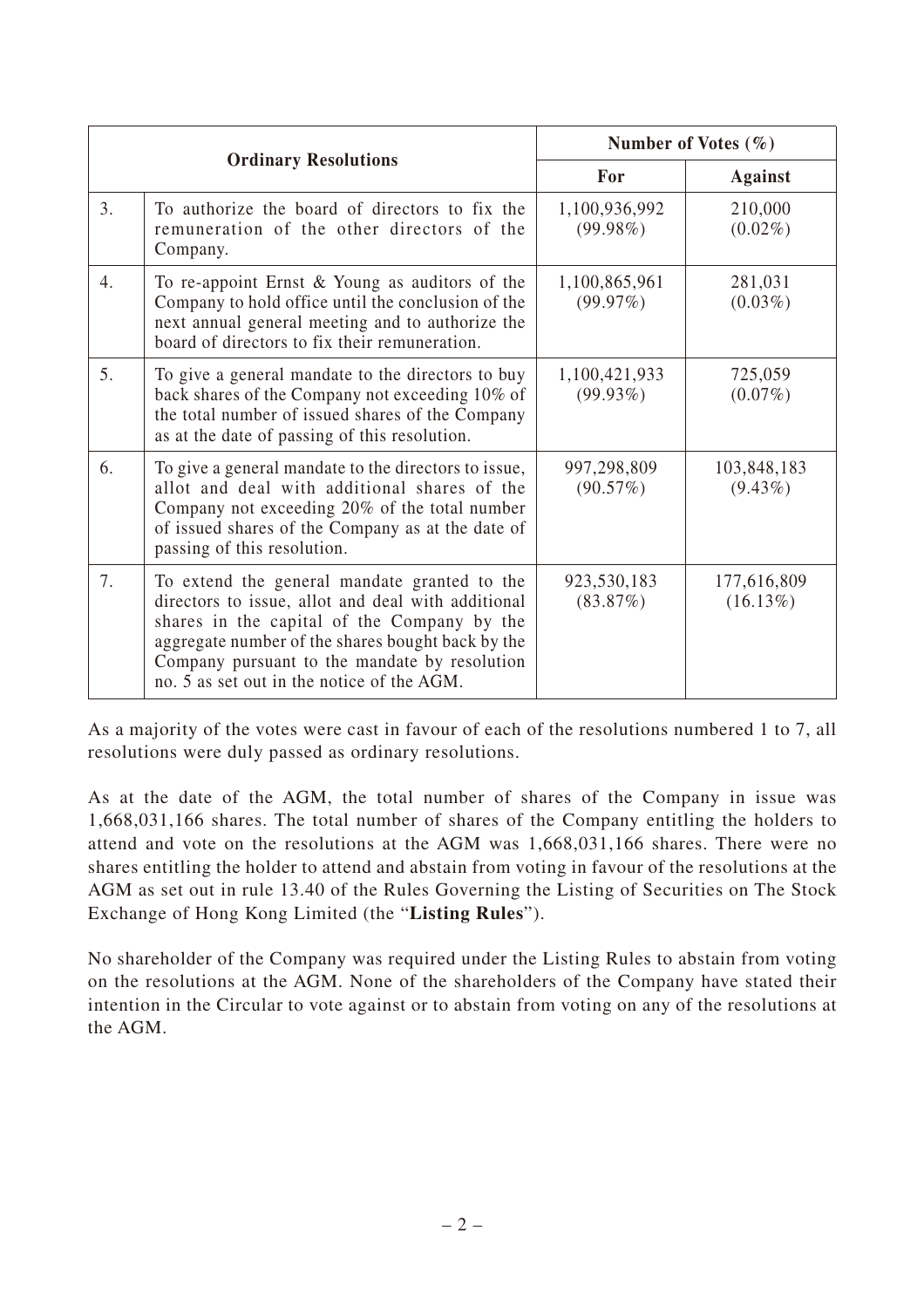| Ordinary Resolutions | | Number of Votes (%) | |
|---|---|---|---|
| | | For | Against |
| 3. | To authorize the board of directors to fix the remuneration of the other directors of the Company. | 1,100,936,992 (99.98%) | 210,000 (0.02%) |
| 4. | To re-appoint Ernst & Young as auditors of the Company to hold office until the conclusion of the next annual general meeting and to authorize the board of directors to fix their remuneration. | 1,100,865,961 (99.97%) | 281,031 (0.03%) |
| 5. | To give a general mandate to the directors to buy back shares of the Company not exceeding 10% of the total number of issued shares of the Company as at the date of passing of this resolution. | 1,100,421,933 (99.93%) | 725,059 (0.07%) |
| 6. | To give a general mandate to the directors to issue, allot and deal with additional shares of the Company not exceeding 20% of the total number of issued shares of the Company as at the date of passing of this resolution. | 997,298,809 (90.57%) | 103,848,183 (9.43%) |
| 7. | To extend the general mandate granted to the directors to issue, allot and deal with additional shares in the capital of the Company by the aggregate number of the shares bought back by the Company pursuant to the mandate by resolution no. 5 as set out in the notice of the AGM. | 923,530,183 (83.87%) | 177,616,809 (16.13%) |

As a majority of the votes were cast in favour of each of the resolutions numbered 1 to 7, all resolutions were duly passed as ordinary resolutions.

As at the date of the AGM, the total number of shares of the Company in issue was 1,668,031,166 shares. The total number of shares of the Company entitling the holders to attend and vote on the resolutions at the AGM was 1,668,031,166 shares. There were no shares entitling the holder to attend and abstain from voting in favour of the resolutions at the AGM as set out in rule 13.40 of the Rules Governing the Listing of Securities on The Stock Exchange of Hong Kong Limited (the "**Listing Rules**").

No shareholder of the Company was required under the Listing Rules to abstain from voting on the resolutions at the AGM. None of the shareholders of the Company have stated their intention in the Circular to vote against or to abstain from voting on any of the resolutions at the AGM.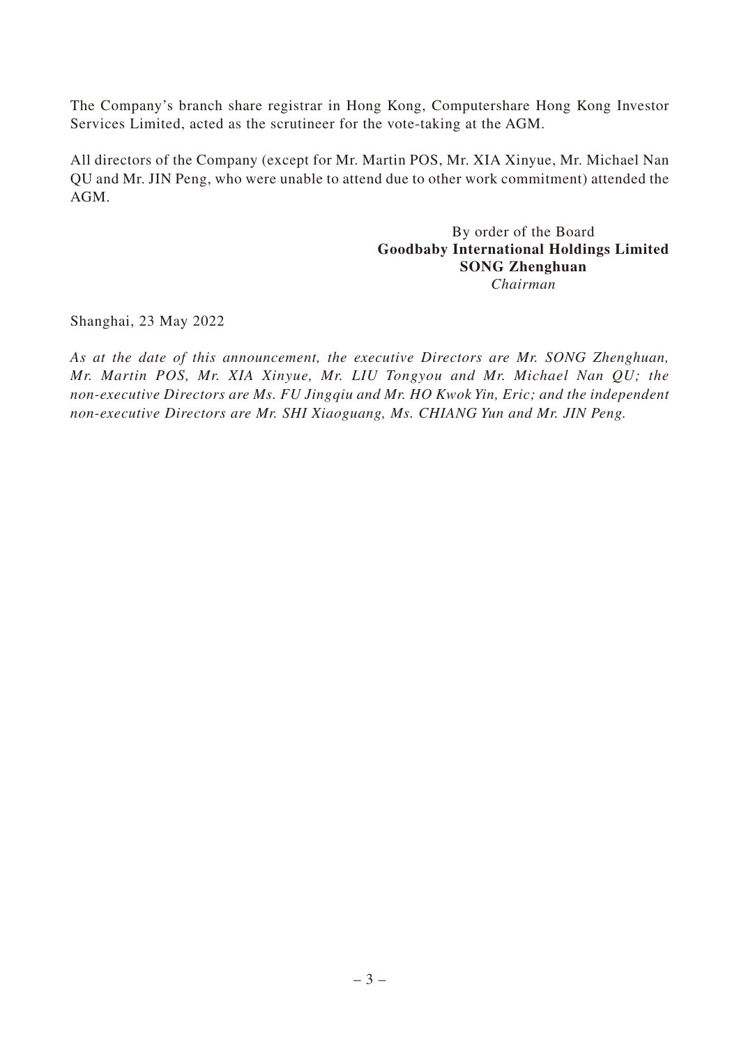The Company's branch share registrar in Hong Kong, Computershare Hong Kong Investor Services Limited, acted as the scrutineer for the vote-taking at the AGM.

All directors of the Company (except for Mr. Martin POS, Mr. XIA Xinyue, Mr. Michael Nan QU and Mr. JIN Peng, who were unable to attend due to other work commitment) attended the AGM.

By order of the Board
**Goodbaby International Holdings Limited**
**SONG Zhenghuan**
*Chairman*

Shanghai, 23 May 2022

*As at the date of this announcement, the executive Directors are Mr. SONG Zhenghuan, Mr. Martin POS, Mr. XIA Xinyue, Mr. LIU Tongyou and Mr. Michael Nan QU; the non-executive Directors are Ms. FU Jingqiu and Mr. HO Kwok Yin, Eric; and the independent non-executive Directors are Mr. SHI Xiaoguang, Ms. CHIANG Yun and Mr. JIN Peng.*